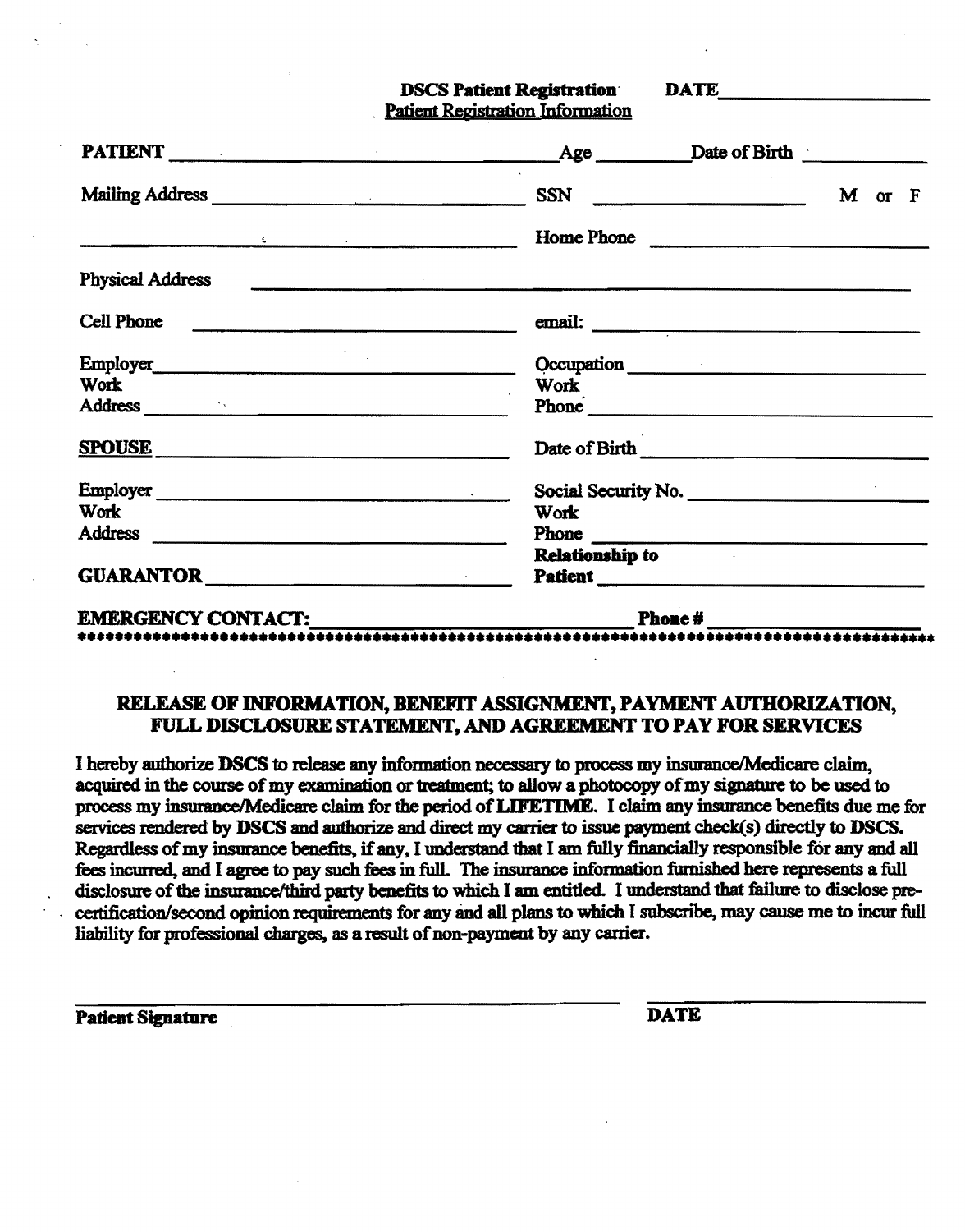**DSCS Patient Registration** **DATE**\_\_\_\_\_\_\_\_\_\_\_\_\_\_\_\_

Patient Registration Information

**PATIENT** \_\_\_\_\_\_\_\_\_\_\_\_\_\_\_\_\_\_\_\_\_\_\_\_\_\_\_\_\_\_ Age \_\_\_\_\_\_\_\_ Date of Birth \_\_\_\_\_\_\_\_\_\_

Mailing Address \_\_\_\_\_\_\_\_\_\_\_\_\_\_\_\_\_\_\_\_\_\_\_\_\_\_\_\_ SSN \_\_\_\_\_\_\_\_\_\_\_\_\_\_\_\_ M or F

\_\_\_\_\_\_\_\_\_\_\_\_\_\_\_\_\_\_\_\_\_\_\_\_\_\_\_\_\_\_\_\_\_\_\_\_\_\_\_\_ Home Phone \_\_\_\_\_\_\_\_\_\_\_\_\_\_\_\_\_\_\_\_

Physical Address \_\_\_\_\_\_\_\_\_\_\_\_\_\_\_\_\_\_\_\_\_\_\_\_\_\_\_\_\_\_\_\_\_\_\_\_\_\_\_\_\_\_\_\_\_\_\_\_\_\_\_\_

Cell Phone \_\_\_\_\_\_\_\_\_\_\_\_\_\_\_\_\_\_\_\_\_\_\_\_\_\_\_\_\_\_ email: \_\_\_\_\_\_\_\_\_\_\_\_\_\_\_\_\_\_\_\_\_\_\_\_

Employer \_\_\_\_\_\_\_\_\_\_\_\_\_\_\_\_\_\_\_\_\_\_\_\_\_\_\_\_\_\_ Occupation \_\_\_\_\_\_\_\_\_\_\_\_\_\_\_\_\_\_\_\_

Work Address \_\_\_\_\_\_\_\_\_\_\_\_\_\_\_\_\_\_\_\_\_\_\_\_\_\_ Work Phone \_\_\_\_\_\_\_\_\_\_\_\_\_\_\_\_\_\_\_\_

**SPOUSE** \_\_\_\_\_\_\_\_\_\_\_\_\_\_\_\_\_\_\_\_\_\_\_\_\_\_\_\_\_\_ Date of Birth \_\_\_\_\_\_\_\_\_\_\_\_\_\_\_\_\_\_\_\_

Employer \_\_\_\_\_\_\_\_\_\_\_\_\_\_\_\_\_\_\_\_\_\_\_\_\_\_\_\_\_\_ Social Security No. \_\_\_\_\_\_\_\_\_\_\_\_\_\_\_\_

Work Address \_\_\_\_\_\_\_\_\_\_\_\_\_\_\_\_\_\_\_\_\_\_\_\_\_\_ Work Phone \_\_\_\_\_\_\_\_\_\_\_\_\_\_\_\_\_\_\_\_

**GUARANTOR** \_\_\_\_\_\_\_\_\_\_\_\_\_\_\_\_\_\_\_\_\_\_\_\_\_\_ **Relationship to Patient** \_\_\_\_\_\_\_\_\_\_\_\_\_\_\_\_

**EMERGENCY CONTACT:** \_\_\_\_\_\_\_\_\_\_\_\_\_\_\_\_\_\_\_\_\_\_\_\_\_\_ **Phone #** \_\_\_\_\_\_\_\_\_\_\_\_\_\_\_\_

********************************************************************************************

## RELEASE OF INFORMATION, BENEFIT ASSIGNMENT, PAYMENT AUTHORIZATION, FULL DISCLOSURE STATEMENT, AND AGREEMENT TO PAY FOR SERVICES

I hereby authorize **DSCS** to release any information necessary to process my insurance/Medicare claim, acquired in the course of my examination or treatment; to allow a photocopy of my signature to be used to process my insurance/Medicare claim for the period of **LIFETIME**. I claim any insurance benefits due me for services rendered by **DSCS** and authorize and direct my carrier to issue payment check(s) directly to **DSCS**. Regardless of my insurance benefits, if any, I understand that I am fully financially responsible for any and all fees incurred, and I agree to pay such fees in full. The insurance information furnished here represents a full disclosure of the insurance/third party benefits to which I am entitled. I understand that failure to disclose pre-certification/second opinion requirements for any and all plans to which I subscribe, may cause me to incur full liability for professional charges, as a result of non-payment by any carrier.

\_\_\_\_\_\_\_\_\_\_\_\_\_\_\_\_\_\_\_\_\_\_\_\_\_\_\_\_\_\_\_\_\_\_\_\_\_\_\_\_ \_\_\_\_\_\_\_\_\_\_\_\_\_\_\_\_\_\_\_\_

**Patient Signature** **DATE**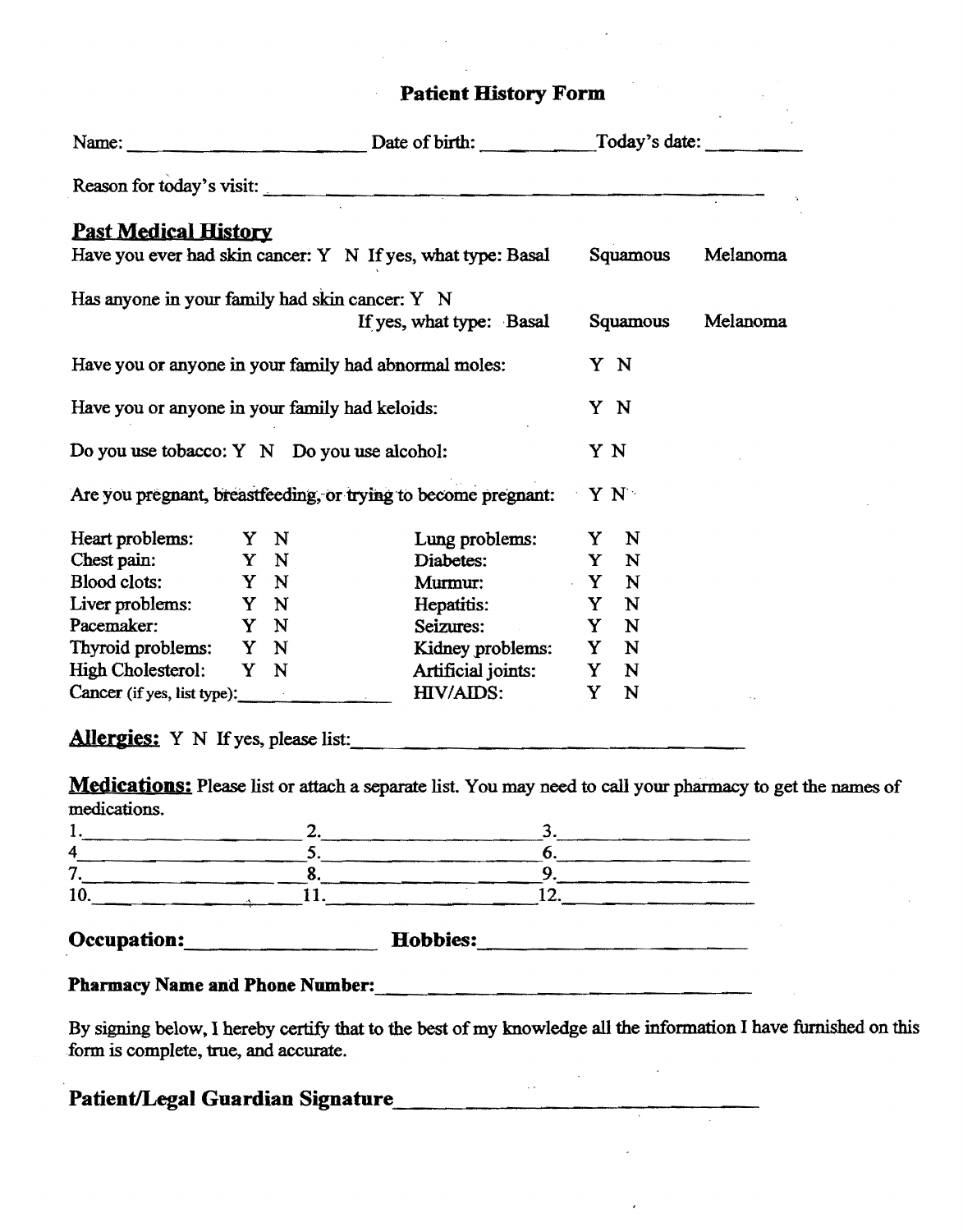# Patient History Form

Name: ______________________ Date of birth: __________ Today's date: _________

Reason for today's visit: ____________________________________________

## Past Medical History

Have you ever had skin cancer: Y N If yes, what type: Basal Squamous Melanoma

Has anyone in your family had skin cancer: Y N
If yes, what type: Basal Squamous Melanoma

Have you or anyone in your family had abnormal moles: Y N

Have you or anyone in your family had keloids: Y N

Do you use tobacco: Y N Do you use alcohol: Y N

Are you pregnant, breastfeeding, or trying to become pregnant: Y N

| | | | |
|---|---|---|---|
| Heart problems: | Y N | Lung problems: | Y N |
| Chest pain: | Y N | Diabetes: | Y N |
| Blood clots: | Y N | Murmur: | Y N |
| Liver problems: | Y N | Hepatitis: | Y N |
| Pacemaker: | Y N | Seizures: | Y N |
| Thyroid problems: | Y N | Kidney problems: | Y N |
| High Cholesterol: | Y N | Artificial joints: | Y N |
| Cancer (if yes, list type): ______________ | | HIV/AIDS: | Y N |

**Allergies:** Y N If yes, please list: ______________________________

**Medications:** Please list or attach a separate list. You may need to call your pharmacy to get the names of medications.

1.__________________ 2.__________________ 3.__________________
4__________________ 5.__________________ 6.__________________
7.__________________ 8.__________________ 9.__________________
10.__________________ 11.__________________ 12.__________________

**Occupation:**__________________ **Hobbies:**__________________

**Pharmacy Name and Phone Number:**______________________________

By signing below, I hereby certify that to the best of my knowledge all the information I have furnished on this form is complete, true, and accurate.

**Patient/Legal Guardian Signature**______________________________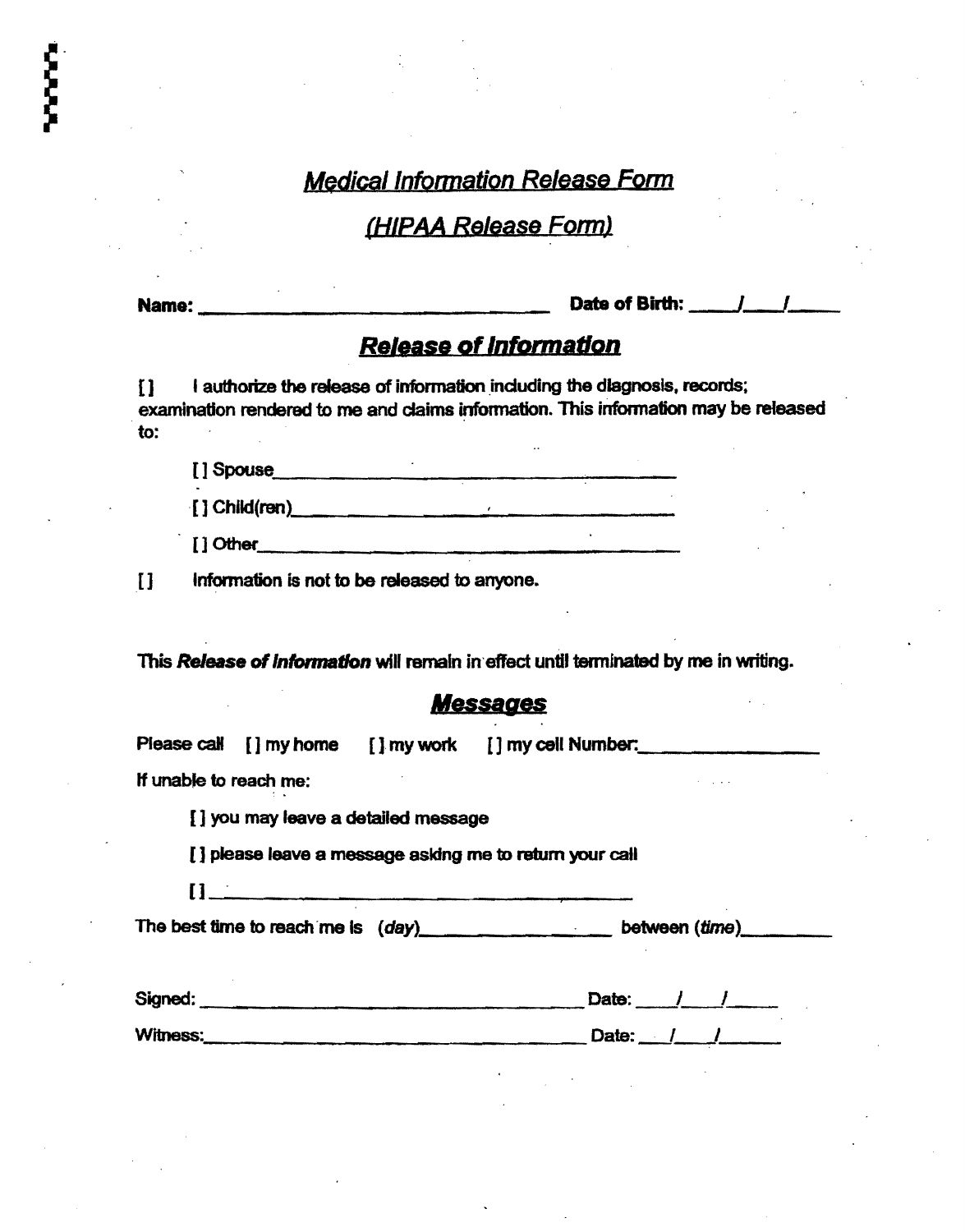# *Medical Information Release Form*

## *(HIPAA Release Form)*

**Name:** ________________________________ **Date of Birth:** ____/____/_____

## ***Release of Information***

[ ] I authorize the release of information including the diagnosis, records; examination rendered to me and claims information. This information may be released to:

- [ ] Spouse________________________________________
- [ ] Child(ren)_____________________________________
- [ ] Other_________________________________________

[ ] Information is not to be released to anyone.

This ***Release of Information*** will remain in effect until terminated by me in writing.

## ***Messages***

Please call [ ] my home [ ] my work [ ] my cell Number:_________________

If unable to reach me:

- [ ] you may leave a detailed message
- [ ] please leave a message asking me to return your call
- [ ] ________________________________________

The best time to reach me is (*day*)_________________ between (*time*)________

Signed: ________________________________________ Date: ____/____/_____

Witness:________________________________________ Date: ____/____/______